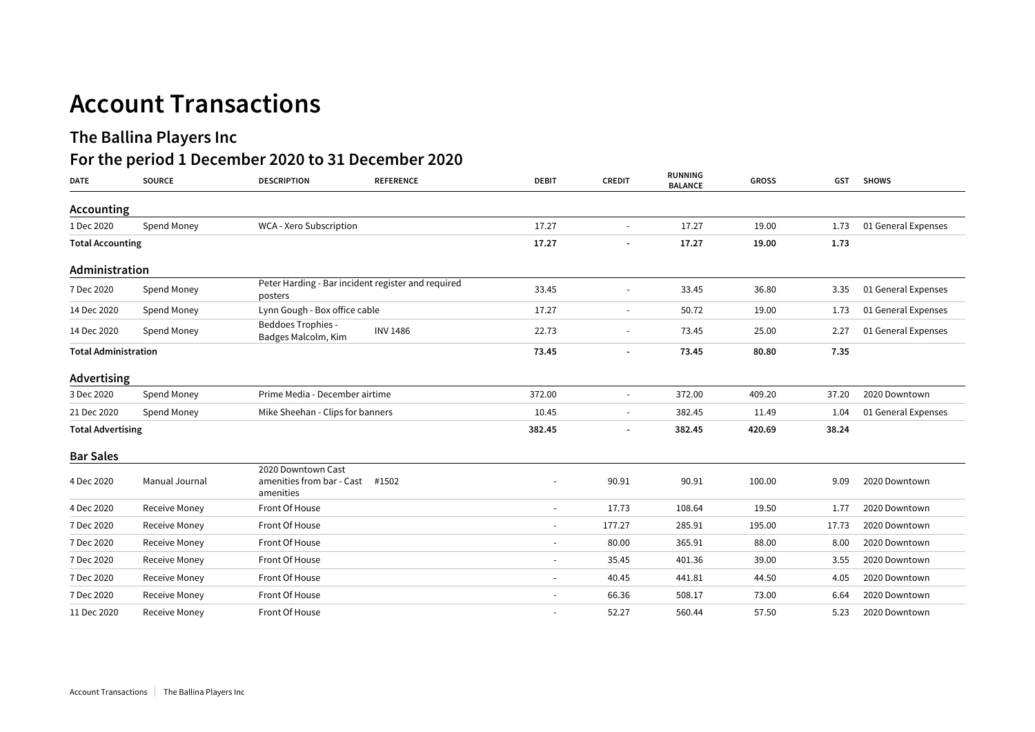# Account Transactions

## The Ballina Players Inc

## For the period 1 December 2020 to 31 December 2020

| DATE | SOURCE | DESCRIPTION | REFERENCE | DEBIT | CREDIT | RUNNING BALANCE | GROSS | GST | SHOWS |
|---|---|---|---|---|---|---|---|---|---|
| **Accounting** | | | | | | | | | |
| 1 Dec 2020 | Spend Money | WCA - Xero Subscription | | 17.27 | - | 17.27 | 19.00 | 1.73 | 01 General Expenses |
| **Total Accounting** | | | | **17.27** | **-** | **17.27** | **19.00** | **1.73** | |
| **Administration** | | | | | | | | | |
| 7 Dec 2020 | Spend Money | Peter Harding - Bar incident register and required posters | | 33.45 | - | 33.45 | 36.80 | 3.35 | 01 General Expenses |
| 14 Dec 2020 | Spend Money | Lynn Gough - Box office cable | | 17.27 | - | 50.72 | 19.00 | 1.73 | 01 General Expenses |
| 14 Dec 2020 | Spend Money | Beddoes Trophies - Badges Malcolm, Kim | INV 1486 | 22.73 | - | 73.45 | 25.00 | 2.27 | 01 General Expenses |
| **Total Administration** | | | | **73.45** | **-** | **73.45** | **80.80** | **7.35** | |
| **Advertising** | | | | | | | | | |
| 3 Dec 2020 | Spend Money | Prime Media - December airtime | | 372.00 | - | 372.00 | 409.20 | 37.20 | 2020 Downtown |
| 21 Dec 2020 | Spend Money | Mike Sheehan - Clips for banners | | 10.45 | - | 382.45 | 11.49 | 1.04 | 01 General Expenses |
| **Total Advertising** | | | | **382.45** | **-** | **382.45** | **420.69** | **38.24** | |
| **Bar Sales** | | | | | | | | | |
| 4 Dec 2020 | Manual Journal | 2020 Downtown Cast amenities from bar - Cast amenities | #1502 | - | 90.91 | 90.91 | 100.00 | 9.09 | 2020 Downtown |
| 4 Dec 2020 | Receive Money | Front Of House | | - | 17.73 | 108.64 | 19.50 | 1.77 | 2020 Downtown |
| 7 Dec 2020 | Receive Money | Front Of House | | - | 177.27 | 285.91 | 195.00 | 17.73 | 2020 Downtown |
| 7 Dec 2020 | Receive Money | Front Of House | | - | 80.00 | 365.91 | 88.00 | 8.00 | 2020 Downtown |
| 7 Dec 2020 | Receive Money | Front Of House | | - | 35.45 | 401.36 | 39.00 | 3.55 | 2020 Downtown |
| 7 Dec 2020 | Receive Money | Front Of House | | - | 40.45 | 441.81 | 44.50 | 4.05 | 2020 Downtown |
| 7 Dec 2020 | Receive Money | Front Of House | | - | 66.36 | 508.17 | 73.00 | 6.64 | 2020 Downtown |
| 11 Dec 2020 | Receive Money | Front Of House | | - | 52.27 | 560.44 | 57.50 | 5.23 | 2020 Downtown |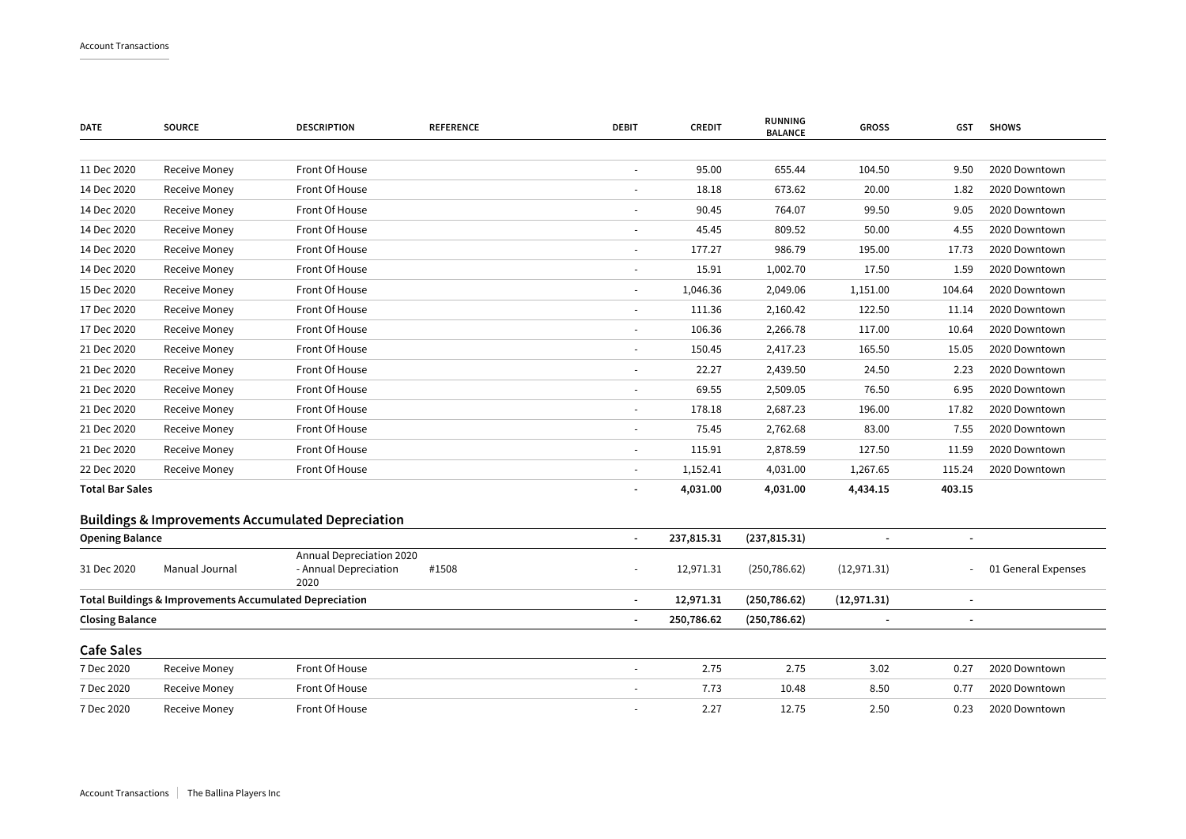| DATE | SOURCE | DESCRIPTION | REFERENCE | DEBIT | CREDIT | RUNNING BALANCE | GROSS | GST | SHOWS |
|---|---|---|---|---|---|---|---|---|---|
| 11 Dec 2020 | Receive Money | Front Of House | | - | 95.00 | 655.44 | 104.50 | 9.50 | 2020 Downtown |
| 14 Dec 2020 | Receive Money | Front Of House | | - | 18.18 | 673.62 | 20.00 | 1.82 | 2020 Downtown |
| 14 Dec 2020 | Receive Money | Front Of House | | - | 90.45 | 764.07 | 99.50 | 9.05 | 2020 Downtown |
| 14 Dec 2020 | Receive Money | Front Of House | | - | 45.45 | 809.52 | 50.00 | 4.55 | 2020 Downtown |
| 14 Dec 2020 | Receive Money | Front Of House | | - | 177.27 | 986.79 | 195.00 | 17.73 | 2020 Downtown |
| 14 Dec 2020 | Receive Money | Front Of House | | - | 15.91 | 1,002.70 | 17.50 | 1.59 | 2020 Downtown |
| 15 Dec 2020 | Receive Money | Front Of House | | - | 1,046.36 | 2,049.06 | 1,151.00 | 104.64 | 2020 Downtown |
| 17 Dec 2020 | Receive Money | Front Of House | | - | 111.36 | 2,160.42 | 122.50 | 11.14 | 2020 Downtown |
| 17 Dec 2020 | Receive Money | Front Of House | | - | 106.36 | 2,266.78 | 117.00 | 10.64 | 2020 Downtown |
| 21 Dec 2020 | Receive Money | Front Of House | | - | 150.45 | 2,417.23 | 165.50 | 15.05 | 2020 Downtown |
| 21 Dec 2020 | Receive Money | Front Of House | | - | 22.27 | 2,439.50 | 24.50 | 2.23 | 2020 Downtown |
| 21 Dec 2020 | Receive Money | Front Of House | | - | 69.55 | 2,509.05 | 76.50 | 6.95 | 2020 Downtown |
| 21 Dec 2020 | Receive Money | Front Of House | | - | 178.18 | 2,687.23 | 196.00 | 17.82 | 2020 Downtown |
| 21 Dec 2020 | Receive Money | Front Of House | | - | 75.45 | 2,762.68 | 83.00 | 7.55 | 2020 Downtown |
| 21 Dec 2020 | Receive Money | Front Of House | | - | 115.91 | 2,878.59 | 127.50 | 11.59 | 2020 Downtown |
| 22 Dec 2020 | Receive Money | Front Of House | | - | 1,152.41 | 4,031.00 | 1,267.65 | 115.24 | 2020 Downtown |
| **Total Bar Sales** | | | | **-** | **4,031.00** | **4,031.00** | **4,434.15** | **403.15** | |

## Buildings & Improvements Accumulated Depreciation

| DATE | SOURCE | DESCRIPTION | REFERENCE | DEBIT | CREDIT | RUNNING BALANCE | GROSS | GST | SHOWS |
|---|---|---|---|---|---|---|---|---|---|
| **Opening Balance** | | | | **-** | **237,815.31** | **(237,815.31)** | **-** | **-** | |
| 31 Dec 2020 | Manual Journal | Annual Depreciation 2020 - Annual Depreciation 2020 | #1508 | - | 12,971.31 | (250,786.62) | (12,971.31) | - | 01 General Expenses |
| **Total Buildings & Improvements Accumulated Depreciation** | | | | **-** | **12,971.31** | **(250,786.62)** | **(12,971.31)** | **-** | |
| **Closing Balance** | | | | **-** | **250,786.62** | **(250,786.62)** | **-** | **-** | |

## Cafe Sales

| DATE | SOURCE | DESCRIPTION | REFERENCE | DEBIT | CREDIT | RUNNING BALANCE | GROSS | GST | SHOWS |
|---|---|---|---|---|---|---|---|---|---|
| 7 Dec 2020 | Receive Money | Front Of House | | - | 2.75 | 2.75 | 3.02 | 0.27 | 2020 Downtown |
| 7 Dec 2020 | Receive Money | Front Of House | | - | 7.73 | 10.48 | 8.50 | 0.77 | 2020 Downtown |
| 7 Dec 2020 | Receive Money | Front Of House | | - | 2.27 | 12.75 | 2.50 | 0.23 | 2020 Downtown |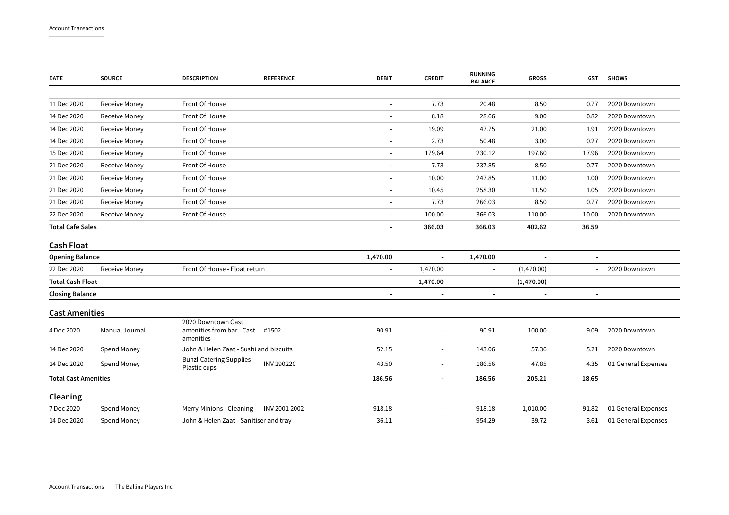| DATE | SOURCE | DESCRIPTION | REFERENCE | DEBIT | CREDIT | RUNNING BALANCE | GROSS | GST | SHOWS |
|---|---|---|---|---|---|---|---|---|---|
| 11 Dec 2020 | Receive Money | Front Of House | | - | 7.73 | 20.48 | 8.50 | 0.77 | 2020 Downtown |
| 14 Dec 2020 | Receive Money | Front Of House | | - | 8.18 | 28.66 | 9.00 | 0.82 | 2020 Downtown |
| 14 Dec 2020 | Receive Money | Front Of House | | - | 19.09 | 47.75 | 21.00 | 1.91 | 2020 Downtown |
| 14 Dec 2020 | Receive Money | Front Of House | | - | 2.73 | 50.48 | 3.00 | 0.27 | 2020 Downtown |
| 15 Dec 2020 | Receive Money | Front Of House | | - | 179.64 | 230.12 | 197.60 | 17.96 | 2020 Downtown |
| 21 Dec 2020 | Receive Money | Front Of House | | - | 7.73 | 237.85 | 8.50 | 0.77 | 2020 Downtown |
| 21 Dec 2020 | Receive Money | Front Of House | | - | 10.00 | 247.85 | 11.00 | 1.00 | 2020 Downtown |
| 21 Dec 2020 | Receive Money | Front Of House | | - | 10.45 | 258.30 | 11.50 | 1.05 | 2020 Downtown |
| 21 Dec 2020 | Receive Money | Front Of House | | - | 7.73 | 266.03 | 8.50 | 0.77 | 2020 Downtown |
| 22 Dec 2020 | Receive Money | Front Of House | | - | 100.00 | 366.03 | 110.00 | 10.00 | 2020 Downtown |
| **Total Cafe Sales** | | | | **-** | **366.03** | **366.03** | **402.62** | **36.59** | |

## Cash Float

| DATE | SOURCE | DESCRIPTION | REFERENCE | DEBIT | CREDIT | RUNNING BALANCE | GROSS | GST | SHOWS |
|---|---|---|---|---|---|---|---|---|---|
| **Opening Balance** | | | | **1,470.00** | **-** | **1,470.00** | **-** | **-** | |
| 22 Dec 2020 | Receive Money | Front Of House - Float return | | - | 1,470.00 | - | (1,470.00) | - | 2020 Downtown |
| **Total Cash Float** | | | | **-** | **1,470.00** | **-** | **(1,470.00)** | **-** | |
| **Closing Balance** | | | | **-** | **-** | **-** | **-** | **-** | |

## Cast Amenities

| DATE | SOURCE | DESCRIPTION | REFERENCE | DEBIT | CREDIT | RUNNING BALANCE | GROSS | GST | SHOWS |
|---|---|---|---|---|---|---|---|---|---|
| 4 Dec 2020 | Manual Journal | 2020 Downtown Cast amenities from bar - Cast amenities | #1502 | 90.91 | - | 90.91 | 100.00 | 9.09 | 2020 Downtown |
| 14 Dec 2020 | Spend Money | John & Helen Zaat - Sushi and biscuits | | 52.15 | - | 143.06 | 57.36 | 5.21 | 2020 Downtown |
| 14 Dec 2020 | Spend Money | Bunzl Catering Supplies - Plastic cups | INV 290220 | 43.50 | - | 186.56 | 47.85 | 4.35 | 01 General Expenses |
| **Total Cast Amenities** | | | | **186.56** | **-** | **186.56** | **205.21** | **18.65** | |

## Cleaning

| DATE | SOURCE | DESCRIPTION | REFERENCE | DEBIT | CREDIT | RUNNING BALANCE | GROSS | GST | SHOWS |
|---|---|---|---|---|---|---|---|---|---|
| 7 Dec 2020 | Spend Money | Merry Minions - Cleaning | INV 2001 2002 | 918.18 | - | 918.18 | 1,010.00 | 91.82 | 01 General Expenses |
| 14 Dec 2020 | Spend Money | John & Helen Zaat - Sanitiser and tray | | 36.11 | - | 954.29 | 39.72 | 3.61 | 01 General Expenses |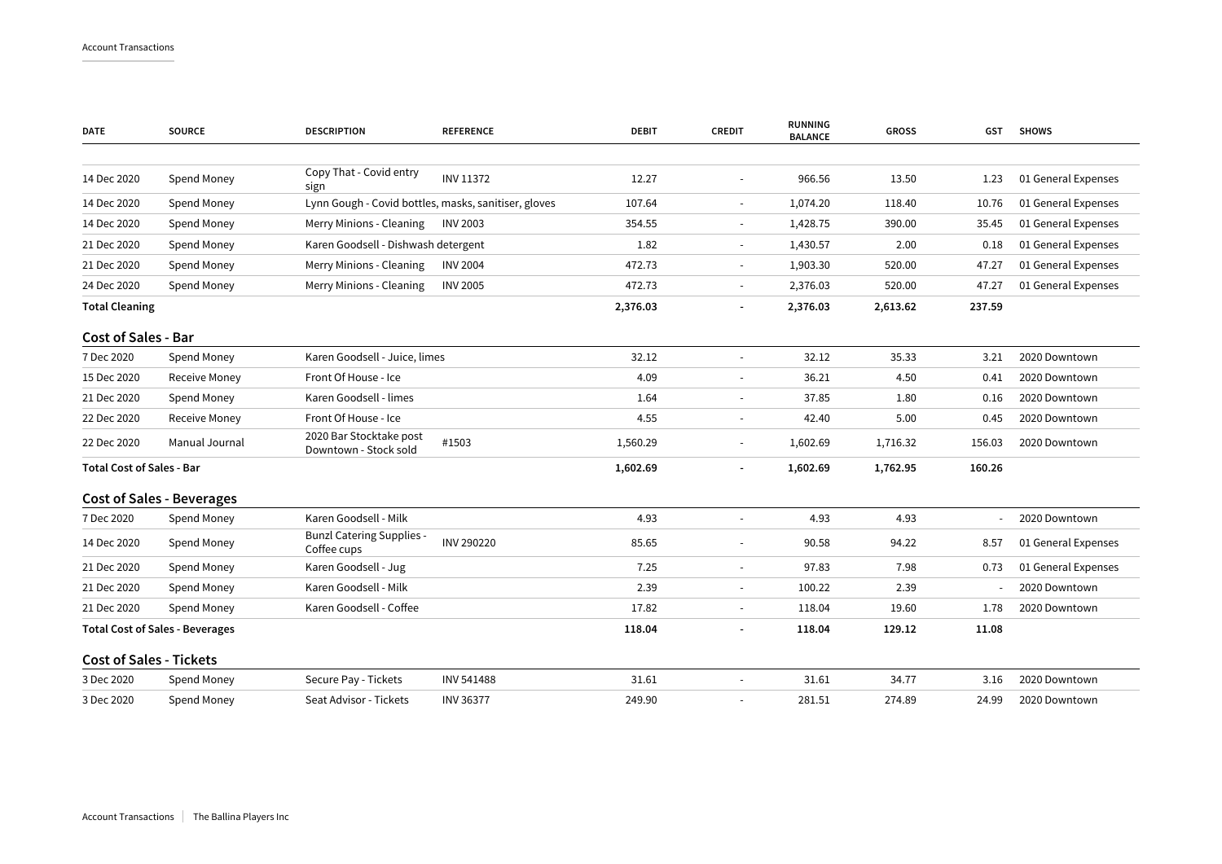| DATE | SOURCE | DESCRIPTION | REFERENCE | DEBIT | CREDIT | RUNNING BALANCE | GROSS | GST | SHOWS |
|---|---|---|---|---|---|---|---|---|---|
| 14 Dec 2020 | Spend Money | Copy That - Covid entry sign | INV 11372 | 12.27 | - | 966.56 | 13.50 | 1.23 | 01 General Expenses |
| 14 Dec 2020 | Spend Money | Lynn Gough - Covid bottles, masks, sanitiser, gloves | | 107.64 | - | 1,074.20 | 118.40 | 10.76 | 01 General Expenses |
| 14 Dec 2020 | Spend Money | Merry Minions - Cleaning | INV 2003 | 354.55 | - | 1,428.75 | 390.00 | 35.45 | 01 General Expenses |
| 21 Dec 2020 | Spend Money | Karen Goodsell - Dishwash detergent | | 1.82 | - | 1,430.57 | 2.00 | 0.18 | 01 General Expenses |
| 21 Dec 2020 | Spend Money | Merry Minions - Cleaning | INV 2004 | 472.73 | - | 1,903.30 | 520.00 | 47.27 | 01 General Expenses |
| 24 Dec 2020 | Spend Money | Merry Minions - Cleaning | INV 2005 | 472.73 | - | 2,376.03 | 520.00 | 47.27 | 01 General Expenses |
| **Total Cleaning** | | | | **2,376.03** | **-** | **2,376.03** | **2,613.62** | **237.59** | |

## Cost of Sales - Bar

| DATE | SOURCE | DESCRIPTION | REFERENCE | DEBIT | CREDIT | RUNNING BALANCE | GROSS | GST | SHOWS |
|---|---|---|---|---|---|---|---|---|---|
| 7 Dec 2020 | Spend Money | Karen Goodsell - Juice, limes | | 32.12 | - | 32.12 | 35.33 | 3.21 | 2020 Downtown |
| 15 Dec 2020 | Receive Money | Front Of House - Ice | | 4.09 | - | 36.21 | 4.50 | 0.41 | 2020 Downtown |
| 21 Dec 2020 | Spend Money | Karen Goodsell - limes | | 1.64 | - | 37.85 | 1.80 | 0.16 | 2020 Downtown |
| 22 Dec 2020 | Receive Money | Front Of House - Ice | | 4.55 | - | 42.40 | 5.00 | 0.45 | 2020 Downtown |
| 22 Dec 2020 | Manual Journal | 2020 Bar Stocktake post Downtown - Stock sold | #1503 | 1,560.29 | - | 1,602.69 | 1,716.32 | 156.03 | 2020 Downtown |
| **Total Cost of Sales - Bar** | | | | **1,602.69** | **-** | **1,602.69** | **1,762.95** | **160.26** | |

## Cost of Sales - Beverages

| DATE | SOURCE | DESCRIPTION | REFERENCE | DEBIT | CREDIT | RUNNING BALANCE | GROSS | GST | SHOWS |
|---|---|---|---|---|---|---|---|---|---|
| 7 Dec 2020 | Spend Money | Karen Goodsell - Milk | | 4.93 | - | 4.93 | 4.93 | - | 2020 Downtown |
| 14 Dec 2020 | Spend Money | Bunzl Catering Supplies - Coffee cups | INV 290220 | 85.65 | - | 90.58 | 94.22 | 8.57 | 01 General Expenses |
| 21 Dec 2020 | Spend Money | Karen Goodsell - Jug | | 7.25 | - | 97.83 | 7.98 | 0.73 | 01 General Expenses |
| 21 Dec 2020 | Spend Money | Karen Goodsell - Milk | | 2.39 | - | 100.22 | 2.39 | - | 2020 Downtown |
| 21 Dec 2020 | Spend Money | Karen Goodsell - Coffee | | 17.82 | - | 118.04 | 19.60 | 1.78 | 2020 Downtown |
| **Total Cost of Sales - Beverages** | | | | **118.04** | **-** | **118.04** | **129.12** | **11.08** | |

## Cost of Sales - Tickets

| DATE | SOURCE | DESCRIPTION | REFERENCE | DEBIT | CREDIT | RUNNING BALANCE | GROSS | GST | SHOWS |
|---|---|---|---|---|---|---|---|---|---|
| 3 Dec 2020 | Spend Money | Secure Pay - Tickets | INV 541488 | 31.61 | - | 31.61 | 34.77 | 3.16 | 2020 Downtown |
| 3 Dec 2020 | Spend Money | Seat Advisor - Tickets | INV 36377 | 249.90 | - | 281.51 | 274.89 | 24.99 | 2020 Downtown |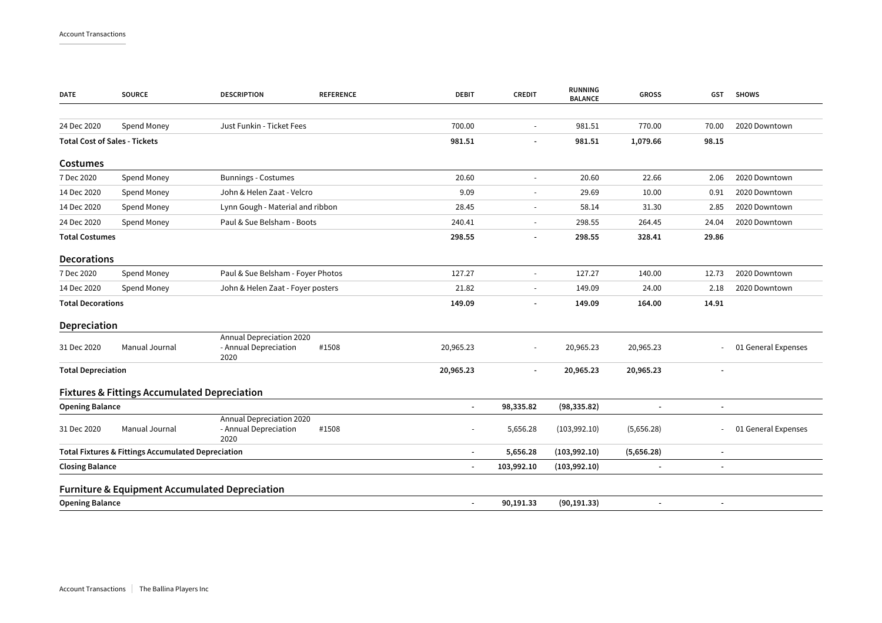| DATE | SOURCE | DESCRIPTION | REFERENCE | DEBIT | CREDIT | RUNNING BALANCE | GROSS | GST | SHOWS |
|---|---|---|---|---|---|---|---|---|---|
| 24 Dec 2020 | Spend Money | Just Funkin - Ticket Fees | | 700.00 | - | 981.51 | 770.00 | 70.00 | 2020 Downtown |
| **Total Cost of Sales - Tickets** | | | | **981.51** | **-** | **981.51** | **1,079.66** | **98.15** | |
| **Costumes** | | | | | | | | | |
| 7 Dec 2020 | Spend Money | Bunnings - Costumes | | 20.60 | - | 20.60 | 22.66 | 2.06 | 2020 Downtown |
| 14 Dec 2020 | Spend Money | John & Helen Zaat - Velcro | | 9.09 | - | 29.69 | 10.00 | 0.91 | 2020 Downtown |
| 14 Dec 2020 | Spend Money | Lynn Gough - Material and ribbon | | 28.45 | - | 58.14 | 31.30 | 2.85 | 2020 Downtown |
| 24 Dec 2020 | Spend Money | Paul & Sue Belsham - Boots | | 240.41 | - | 298.55 | 264.45 | 24.04 | 2020 Downtown |
| **Total Costumes** | | | | **298.55** | **-** | **298.55** | **328.41** | **29.86** | |
| **Decorations** | | | | | | | | | |
| 7 Dec 2020 | Spend Money | Paul & Sue Belsham - Foyer Photos | | 127.27 | - | 127.27 | 140.00 | 12.73 | 2020 Downtown |
| 14 Dec 2020 | Spend Money | John & Helen Zaat - Foyer posters | | 21.82 | - | 149.09 | 24.00 | 2.18 | 2020 Downtown |
| **Total Decorations** | | | | **149.09** | **-** | **149.09** | **164.00** | **14.91** | |
| **Depreciation** | | | | | | | | | |
| 31 Dec 2020 | Manual Journal | Annual Depreciation 2020 - Annual Depreciation 2020 | #1508 | 20,965.23 | - | 20,965.23 | 20,965.23 | - | 01 General Expenses |
| **Total Depreciation** | | | | **20,965.23** | **-** | **20,965.23** | **20,965.23** | **-** | |
| **Fixtures & Fittings Accumulated Depreciation** | | | | | | | | | |
| **Opening Balance** | | | | **-** | **98,335.82** | **(98,335.82)** | **-** | **-** | |
| 31 Dec 2020 | Manual Journal | Annual Depreciation 2020 - Annual Depreciation 2020 | #1508 | - | 5,656.28 | (103,992.10) | (5,656.28) | - | 01 General Expenses |
| **Total Fixtures & Fittings Accumulated Depreciation** | | | | **-** | **5,656.28** | **(103,992.10)** | **(5,656.28)** | **-** | |
| **Closing Balance** | | | | **-** | **103,992.10** | **(103,992.10)** | **-** | **-** | |
| **Furniture & Equipment Accumulated Depreciation** | | | | | | | | | |
| **Opening Balance** | | | | **-** | **90,191.33** | **(90,191.33)** | **-** | **-** | |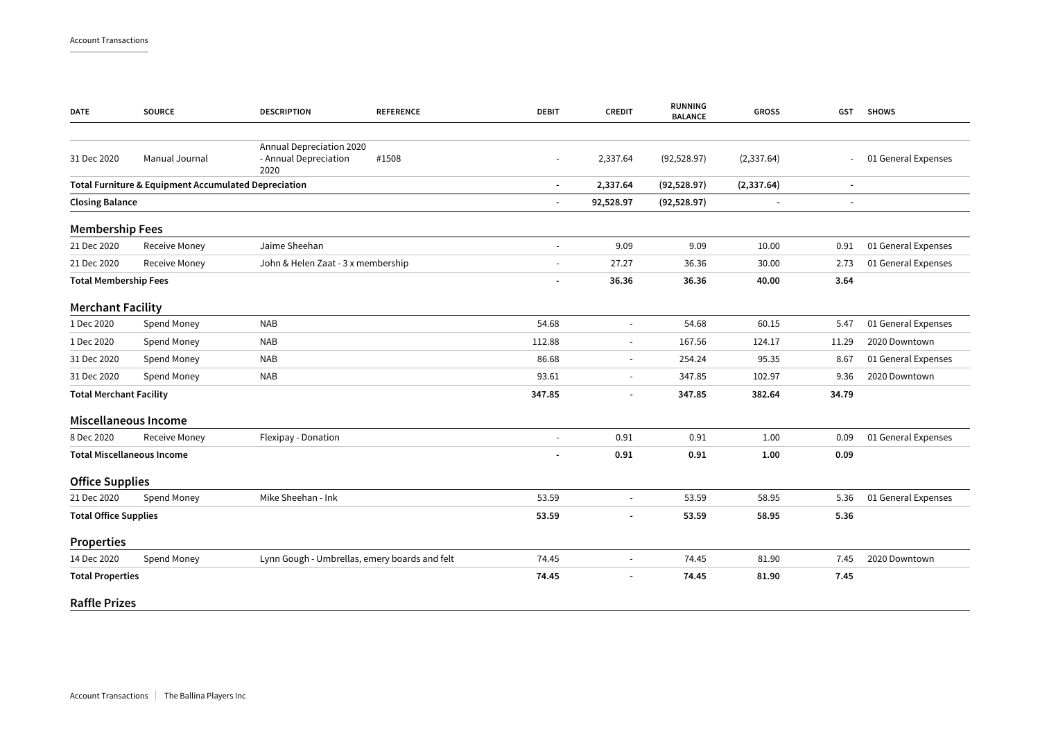| DATE | SOURCE | DESCRIPTION | REFERENCE | DEBIT | CREDIT | RUNNING BALANCE | GROSS | GST | SHOWS |
|---|---|---|---|---|---|---|---|---|---|
| 31 Dec 2020 | Manual Journal | Annual Depreciation 2020 - Annual Depreciation 2020 | #1508 | - | 2,337.64 | (92,528.97) | (2,337.64) | - | 01 General Expenses |
| **Total Furniture & Equipment Accumulated Depreciation** | | | | **-** | **2,337.64** | **(92,528.97)** | **(2,337.64)** | **-** | |
| **Closing Balance** | | | | **-** | **92,528.97** | **(92,528.97)** | **-** | **-** | |

## Membership Fees

| DATE | SOURCE | DESCRIPTION | REFERENCE | DEBIT | CREDIT | RUNNING BALANCE | GROSS | GST | SHOWS |
|---|---|---|---|---|---|---|---|---|---|
| 21 Dec 2020 | Receive Money | Jaime Sheehan | | - | 9.09 | 9.09 | 10.00 | 0.91 | 01 General Expenses |
| 21 Dec 2020 | Receive Money | John & Helen Zaat - 3 x membership | | - | 27.27 | 36.36 | 30.00 | 2.73 | 01 General Expenses |
| **Total Membership Fees** | | | | **-** | **36.36** | **36.36** | **40.00** | **3.64** | |

## Merchant Facility

| DATE | SOURCE | DESCRIPTION | REFERENCE | DEBIT | CREDIT | RUNNING BALANCE | GROSS | GST | SHOWS |
|---|---|---|---|---|---|---|---|---|---|
| 1 Dec 2020 | Spend Money | NAB | | 54.68 | - | 54.68 | 60.15 | 5.47 | 01 General Expenses |
| 1 Dec 2020 | Spend Money | NAB | | 112.88 | - | 167.56 | 124.17 | 11.29 | 2020 Downtown |
| 31 Dec 2020 | Spend Money | NAB | | 86.68 | - | 254.24 | 95.35 | 8.67 | 01 General Expenses |
| 31 Dec 2020 | Spend Money | NAB | | 93.61 | - | 347.85 | 102.97 | 9.36 | 2020 Downtown |
| **Total Merchant Facility** | | | | **347.85** | **-** | **347.85** | **382.64** | **34.79** | |

## Miscellaneous Income

| DATE | SOURCE | DESCRIPTION | REFERENCE | DEBIT | CREDIT | RUNNING BALANCE | GROSS | GST | SHOWS |
|---|---|---|---|---|---|---|---|---|---|
| 8 Dec 2020 | Receive Money | Flexipay - Donation | | - | 0.91 | 0.91 | 1.00 | 0.09 | 01 General Expenses |
| **Total Miscellaneous Income** | | | | **-** | **0.91** | **0.91** | **1.00** | **0.09** | |

## Office Supplies

| DATE | SOURCE | DESCRIPTION | REFERENCE | DEBIT | CREDIT | RUNNING BALANCE | GROSS | GST | SHOWS |
|---|---|---|---|---|---|---|---|---|---|
| 21 Dec 2020 | Spend Money | Mike Sheehan - Ink | | 53.59 | - | 53.59 | 58.95 | 5.36 | 01 General Expenses |
| **Total Office Supplies** | | | | **53.59** | **-** | **53.59** | **58.95** | **5.36** | |

## Properties

| DATE | SOURCE | DESCRIPTION | REFERENCE | DEBIT | CREDIT | RUNNING BALANCE | GROSS | GST | SHOWS |
|---|---|---|---|---|---|---|---|---|---|
| 14 Dec 2020 | Spend Money | Lynn Gough - Umbrellas, emery boards and felt | | 74.45 | - | 74.45 | 81.90 | 7.45 | 2020 Downtown |
| **Total Properties** | | | | **74.45** | **-** | **74.45** | **81.90** | **7.45** | |

## Raffle Prizes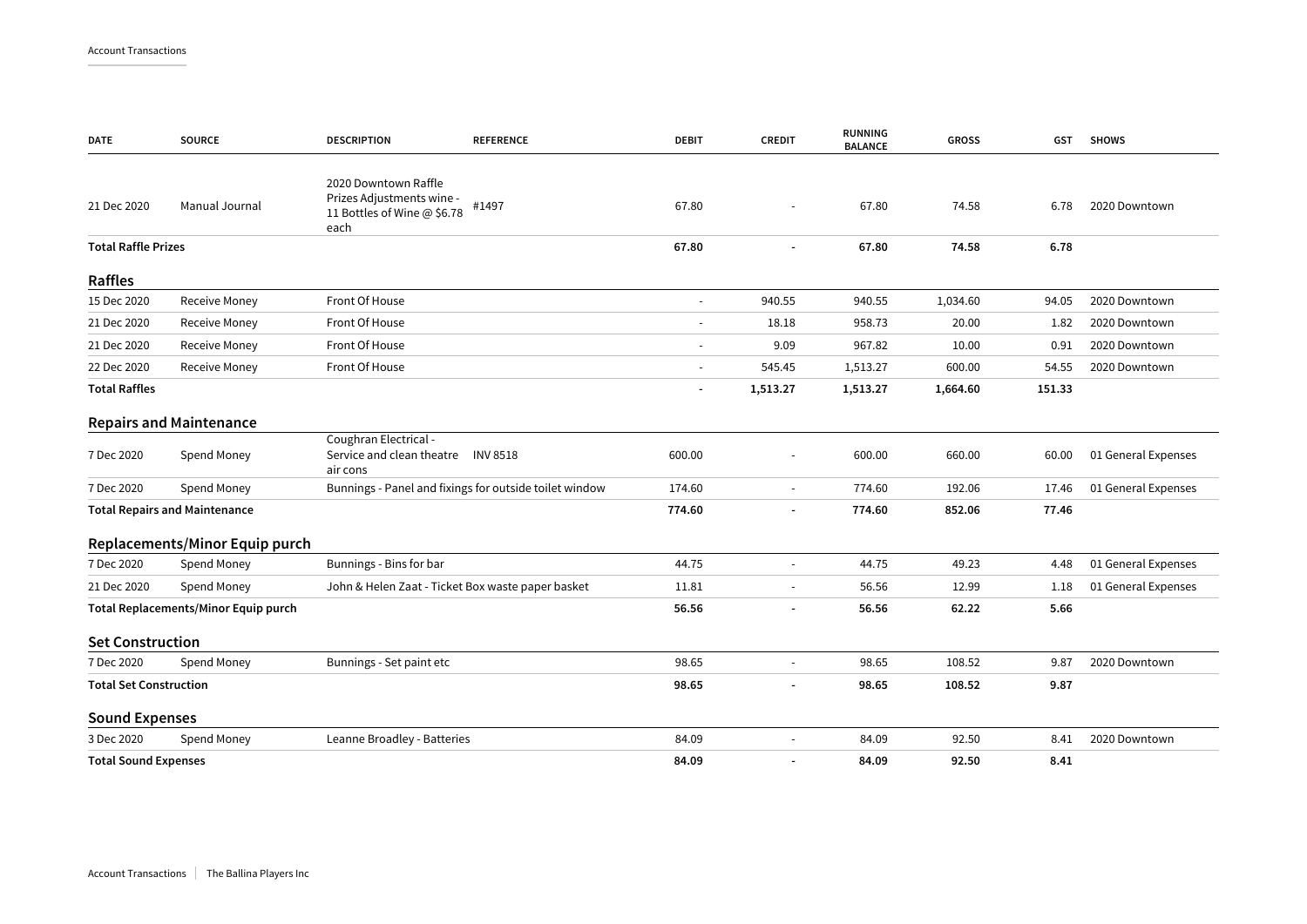| DATE | SOURCE | DESCRIPTION | REFERENCE | DEBIT | CREDIT | RUNNING BALANCE | GROSS | GST | SHOWS |
|---|---|---|---|---|---|---|---|---|---|
| 21 Dec 2020 | Manual Journal | 2020 Downtown Raffle Prizes Adjustments wine - 11 Bottles of Wine @ $6.78 each | #1497 | 67.80 | - | 67.80 | 74.58 | 6.78 | 2020 Downtown |
| **Total Raffle Prizes** | | | | **67.80** | **-** | **67.80** | **74.58** | **6.78** | |

## Raffles

| DATE | SOURCE | DESCRIPTION | REFERENCE | DEBIT | CREDIT | RUNNING BALANCE | GROSS | GST | SHOWS |
|---|---|---|---|---|---|---|---|---|---|
| 15 Dec 2020 | Receive Money | Front Of House | | - | 940.55 | 940.55 | 1,034.60 | 94.05 | 2020 Downtown |
| 21 Dec 2020 | Receive Money | Front Of House | | - | 18.18 | 958.73 | 20.00 | 1.82 | 2020 Downtown |
| 21 Dec 2020 | Receive Money | Front Of House | | - | 9.09 | 967.82 | 10.00 | 0.91 | 2020 Downtown |
| 22 Dec 2020 | Receive Money | Front Of House | | - | 545.45 | 1,513.27 | 600.00 | 54.55 | 2020 Downtown |
| **Total Raffles** | | | | **-** | **1,513.27** | **1,513.27** | **1,664.60** | **151.33** | |

## Repairs and Maintenance

| DATE | SOURCE | DESCRIPTION | REFERENCE | DEBIT | CREDIT | RUNNING BALANCE | GROSS | GST | SHOWS |
|---|---|---|---|---|---|---|---|---|---|
| 7 Dec 2020 | Spend Money | Coughran Electrical - Service and clean theatre air cons | INV 8518 | 600.00 | - | 600.00 | 660.00 | 60.00 | 01 General Expenses |
| 7 Dec 2020 | Spend Money | Bunnings - Panel and fixings for outside toilet window | | 174.60 | - | 774.60 | 192.06 | 17.46 | 01 General Expenses |
| **Total Repairs and Maintenance** | | | | **774.60** | **-** | **774.60** | **852.06** | **77.46** | |

## Replacements/Minor Equip purch

| DATE | SOURCE | DESCRIPTION | REFERENCE | DEBIT | CREDIT | RUNNING BALANCE | GROSS | GST | SHOWS |
|---|---|---|---|---|---|---|---|---|---|
| 7 Dec 2020 | Spend Money | Bunnings - Bins for bar | | 44.75 | - | 44.75 | 49.23 | 4.48 | 01 General Expenses |
| 21 Dec 2020 | Spend Money | John & Helen Zaat - Ticket Box waste paper basket | | 11.81 | - | 56.56 | 12.99 | 1.18 | 01 General Expenses |
| **Total Replacements/Minor Equip purch** | | | | **56.56** | **-** | **56.56** | **62.22** | **5.66** | |

## Set Construction

| DATE | SOURCE | DESCRIPTION | REFERENCE | DEBIT | CREDIT | RUNNING BALANCE | GROSS | GST | SHOWS |
|---|---|---|---|---|---|---|---|---|---|
| 7 Dec 2020 | Spend Money | Bunnings - Set paint etc | | 98.65 | - | 98.65 | 108.52 | 9.87 | 2020 Downtown |
| **Total Set Construction** | | | | **98.65** | **-** | **98.65** | **108.52** | **9.87** | |

## Sound Expenses

| DATE | SOURCE | DESCRIPTION | REFERENCE | DEBIT | CREDIT | RUNNING BALANCE | GROSS | GST | SHOWS |
|---|---|---|---|---|---|---|---|---|---|
| 3 Dec 2020 | Spend Money | Leanne Broadley - Batteries | | 84.09 | - | 84.09 | 92.50 | 8.41 | 2020 Downtown |
| **Total Sound Expenses** | | | | **84.09** | **-** | **84.09** | **92.50** | **8.41** | |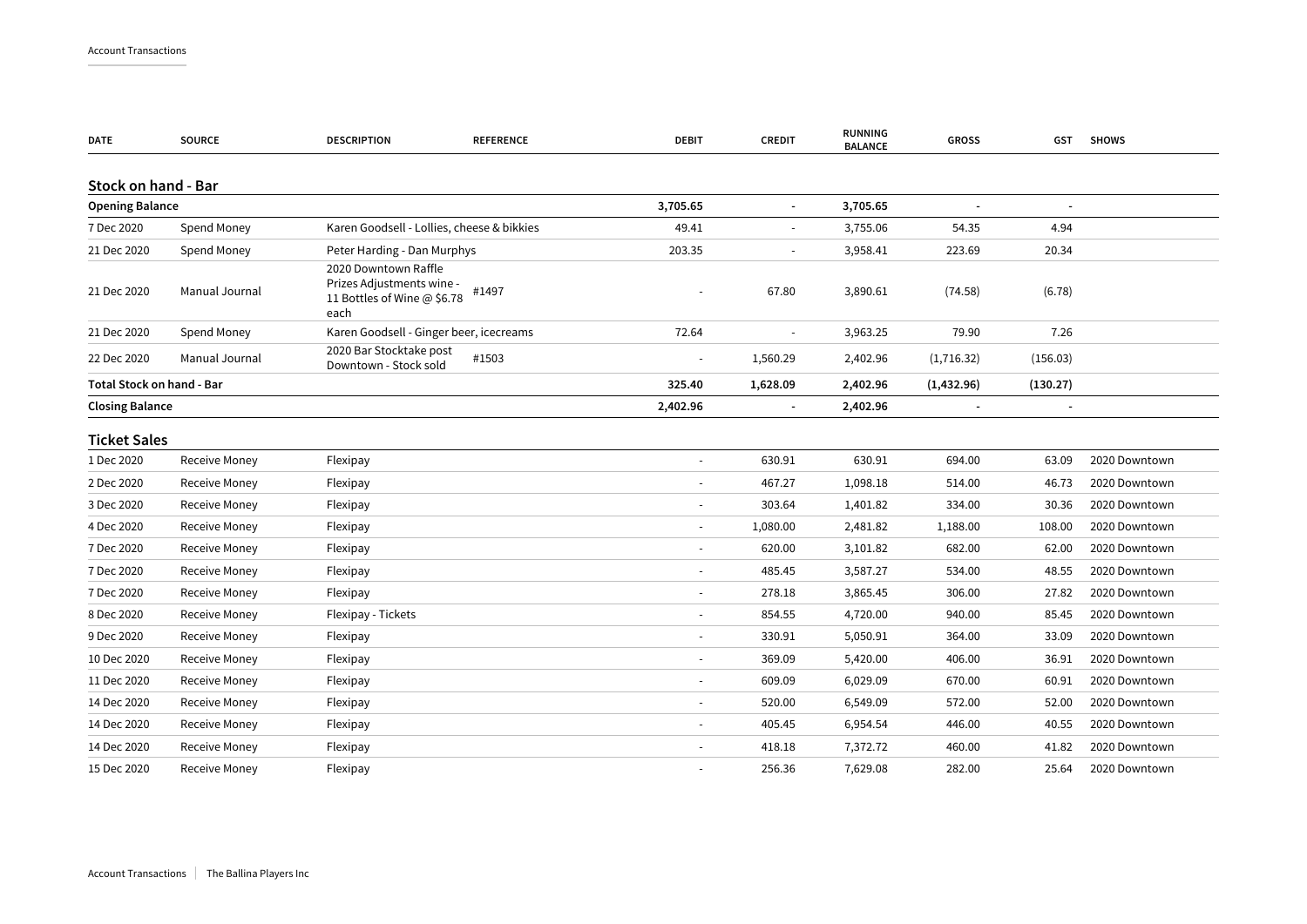Account Transactions

| DATE | SOURCE | DESCRIPTION | REFERENCE | DEBIT | CREDIT | RUNNING BALANCE | GROSS | GST | SHOWS |
|---|---|---|---|---|---|---|---|---|---|

## Stock on hand - Bar

| DATE | SOURCE | DESCRIPTION | REFERENCE | DEBIT | CREDIT | RUNNING BALANCE | GROSS | GST | SHOWS |
|---|---|---|---|---|---|---|---|---|---|
| **Opening Balance** | | | | **3,705.65** | **-** | **3,705.65** | **-** | **-** | |
| 7 Dec 2020 | Spend Money | Karen Goodsell - Lollies, cheese & bikkies | | 49.41 | - | 3,755.06 | 54.35 | 4.94 | |
| 21 Dec 2020 | Spend Money | Peter Harding - Dan Murphys | | 203.35 | - | 3,958.41 | 223.69 | 20.34 | |
| 21 Dec 2020 | Manual Journal | 2020 Downtown Raffle Prizes Adjustments wine - 11 Bottles of Wine @ $6.78 each | #1497 | - | 67.80 | 3,890.61 | (74.58) | (6.78) | |
| 21 Dec 2020 | Spend Money | Karen Goodsell - Ginger beer, icecreams | | 72.64 | - | 3,963.25 | 79.90 | 7.26 | |
| 22 Dec 2020 | Manual Journal | 2020 Bar Stocktake post Downtown - Stock sold | #1503 | - | 1,560.29 | 2,402.96 | (1,716.32) | (156.03) | |
| **Total Stock on hand - Bar** | | | | **325.40** | **1,628.09** | **2,402.96** | **(1,432.96)** | **(130.27)** | |
| **Closing Balance** | | | | **2,402.96** | **-** | **2,402.96** | **-** | **-** | |

## Ticket Sales

| DATE | SOURCE | DESCRIPTION | REFERENCE | DEBIT | CREDIT | RUNNING BALANCE | GROSS | GST | SHOWS |
|---|---|---|---|---|---|---|---|---|---|
| 1 Dec 2020 | Receive Money | Flexipay | | - | 630.91 | 630.91 | 694.00 | 63.09 | 2020 Downtown |
| 2 Dec 2020 | Receive Money | Flexipay | | - | 467.27 | 1,098.18 | 514.00 | 46.73 | 2020 Downtown |
| 3 Dec 2020 | Receive Money | Flexipay | | - | 303.64 | 1,401.82 | 334.00 | 30.36 | 2020 Downtown |
| 4 Dec 2020 | Receive Money | Flexipay | | - | 1,080.00 | 2,481.82 | 1,188.00 | 108.00 | 2020 Downtown |
| 7 Dec 2020 | Receive Money | Flexipay | | - | 620.00 | 3,101.82 | 682.00 | 62.00 | 2020 Downtown |
| 7 Dec 2020 | Receive Money | Flexipay | | - | 485.45 | 3,587.27 | 534.00 | 48.55 | 2020 Downtown |
| 7 Dec 2020 | Receive Money | Flexipay | | - | 278.18 | 3,865.45 | 306.00 | 27.82 | 2020 Downtown |
| 8 Dec 2020 | Receive Money | Flexipay - Tickets | | - | 854.55 | 4,720.00 | 940.00 | 85.45 | 2020 Downtown |
| 9 Dec 2020 | Receive Money | Flexipay | | - | 330.91 | 5,050.91 | 364.00 | 33.09 | 2020 Downtown |
| 10 Dec 2020 | Receive Money | Flexipay | | - | 369.09 | 5,420.00 | 406.00 | 36.91 | 2020 Downtown |
| 11 Dec 2020 | Receive Money | Flexipay | | - | 609.09 | 6,029.09 | 670.00 | 60.91 | 2020 Downtown |
| 14 Dec 2020 | Receive Money | Flexipay | | - | 520.00 | 6,549.09 | 572.00 | 52.00 | 2020 Downtown |
| 14 Dec 2020 | Receive Money | Flexipay | | - | 405.45 | 6,954.54 | 446.00 | 40.55 | 2020 Downtown |
| 14 Dec 2020 | Receive Money | Flexipay | | - | 418.18 | 7,372.72 | 460.00 | 41.82 | 2020 Downtown |
| 15 Dec 2020 | Receive Money | Flexipay | | - | 256.36 | 7,629.08 | 282.00 | 25.64 | 2020 Downtown |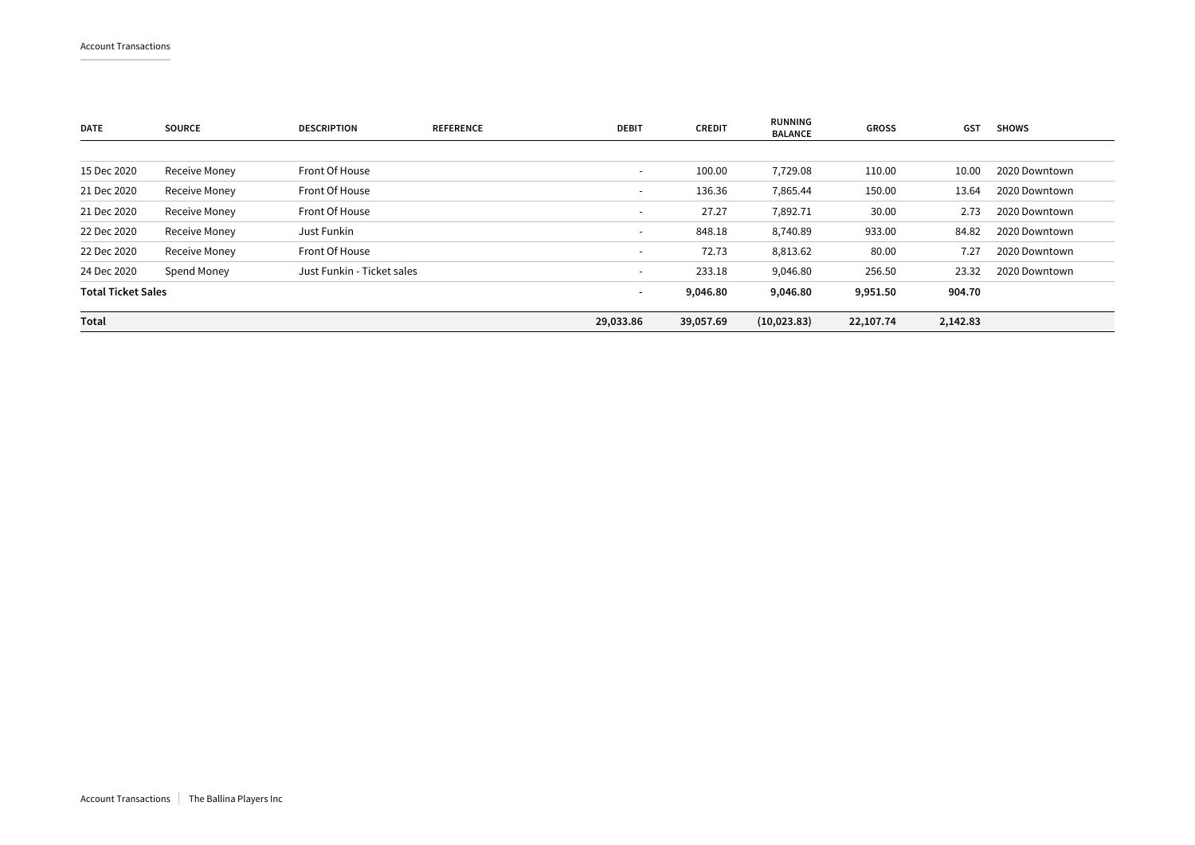| DATE | SOURCE | DESCRIPTION | REFERENCE | DEBIT | CREDIT | RUNNING BALANCE | GROSS | GST | SHOWS |
|---|---|---|---|---|---|---|---|---|---|
| 15 Dec 2020 | Receive Money | Front Of House | | - | 100.00 | 7,729.08 | 110.00 | 10.00 | 2020 Downtown |
| 21 Dec 2020 | Receive Money | Front Of House | | - | 136.36 | 7,865.44 | 150.00 | 13.64 | 2020 Downtown |
| 21 Dec 2020 | Receive Money | Front Of House | | - | 27.27 | 7,892.71 | 30.00 | 2.73 | 2020 Downtown |
| 22 Dec 2020 | Receive Money | Just Funkin | | - | 848.18 | 8,740.89 | 933.00 | 84.82 | 2020 Downtown |
| 22 Dec 2020 | Receive Money | Front Of House | | - | 72.73 | 8,813.62 | 80.00 | 7.27 | 2020 Downtown |
| 24 Dec 2020 | Spend Money | Just Funkin - Ticket sales | | - | 233.18 | 9,046.80 | 256.50 | 23.32 | 2020 Downtown |
| **Total Ticket Sales** | | | | **-** | **9,046.80** | **9,046.80** | **9,951.50** | **904.70** | |
| **Total** | | | | **29,033.86** | **39,057.69** | **(10,023.83)** | **22,107.74** | **2,142.83** | |